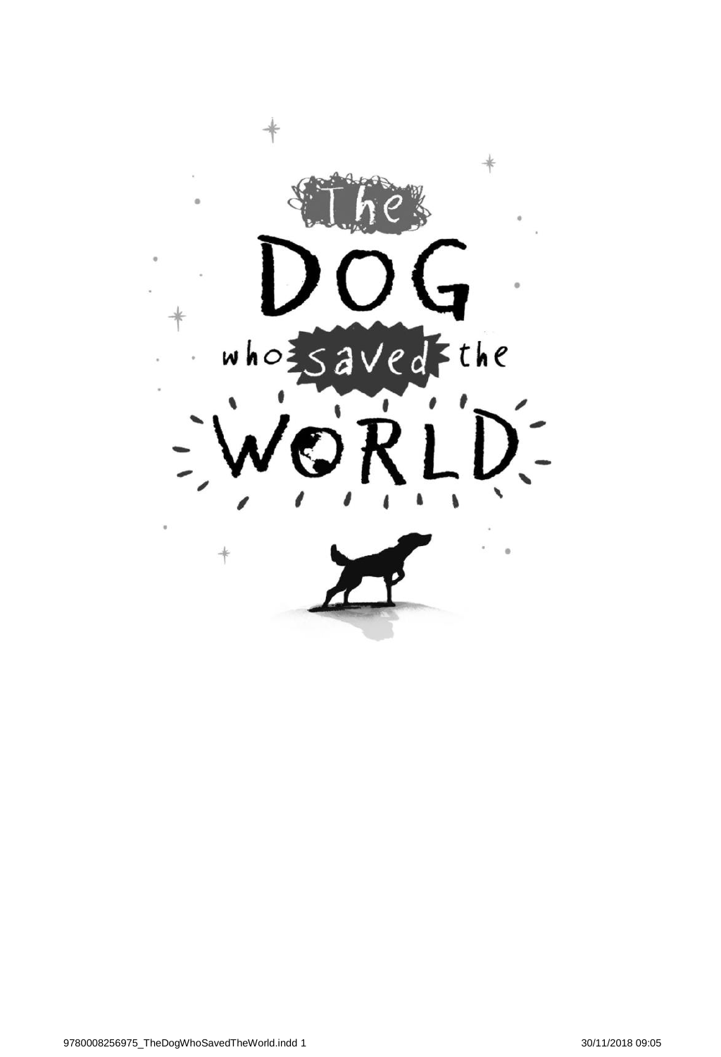# The DOG who saved the WORLD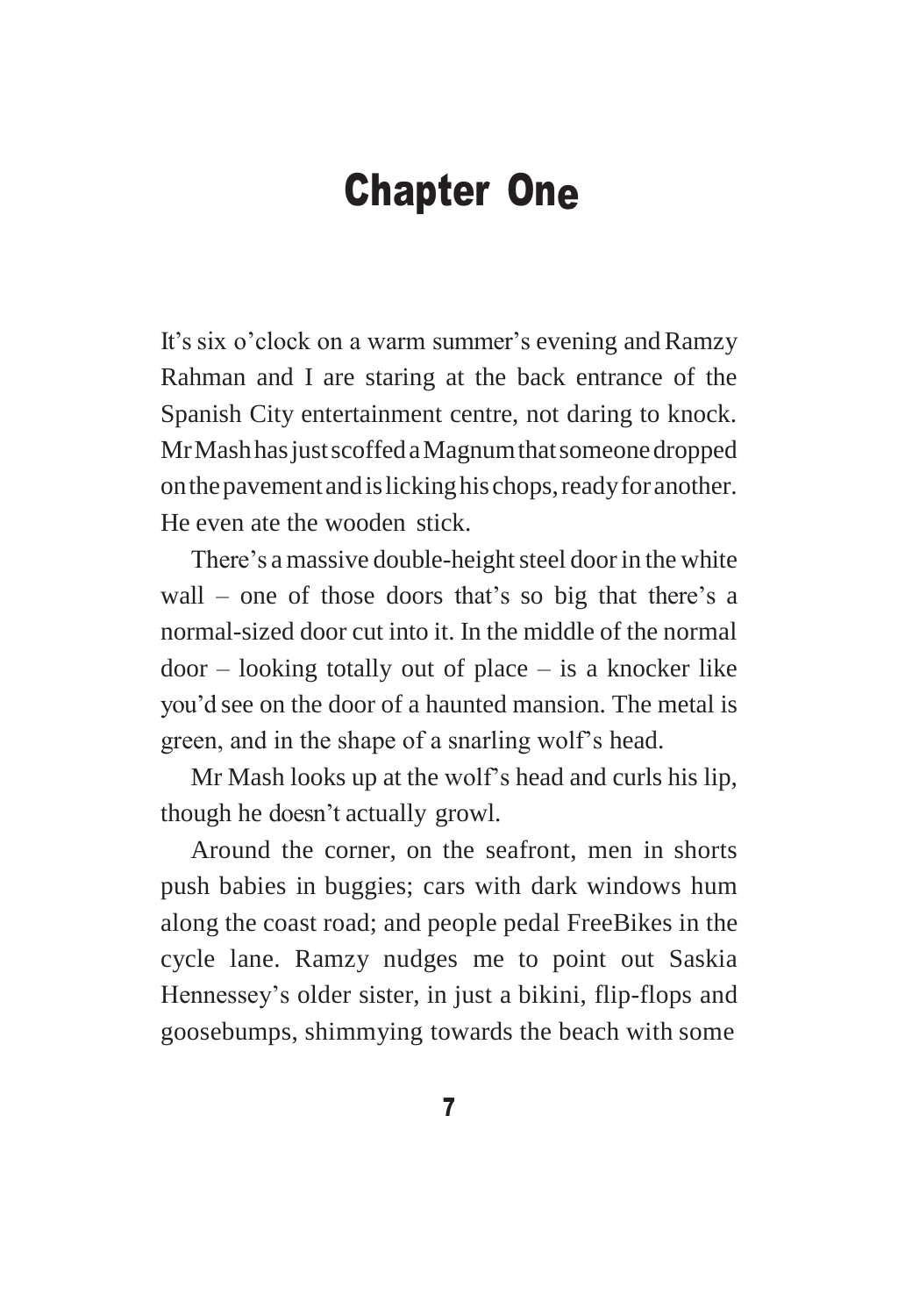# Chapter One

It's six o'clock on a warm summer's evening and Ramzy Rahman and I are staring at the back entrance of the Spanish City entertainment centre, not daring to knock. Mr Mash has just scoffed a Magnum that someone dropped on the pavement and is licking his chops, ready for another. He even ate the wooden stick.

There's a massive double-height steel door in the white wall – one of those doors that's so big that there's a normal-sized door cut into it. In the middle of the normal door – looking totally out of place – is a knocker like you'd see on the door of a haunted mansion. The metal is green, and in the shape of a snarling wolf's head.

Mr Mash looks up at the wolf's head and curls his lip, though he doesn't actually growl.

Around the corner, on the seafront, men in shorts push babies in buggies; cars with dark windows hum along the coast road; and people pedal FreeBikes in the cycle lane. Ramzy nudges me to point out Saskia Hennessey's older sister, in just a bikini, flip-flops and goosebumps, shimmying towards the beach with some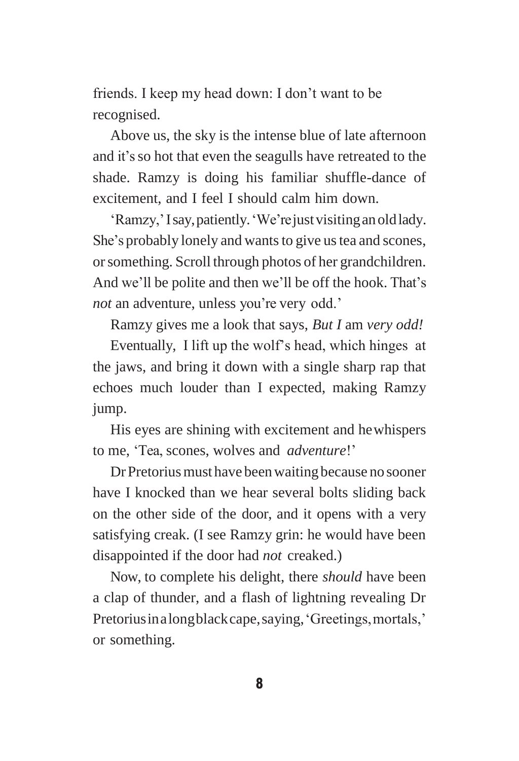friends. I keep my head down: I don't want to be recognised.

Above us, the sky is the intense blue of late afternoon and it's so hot that even the seagulls have retreated to the shade. Ramzy is doing his familiar shuffle-dance of excitement, and I feel I should calm him down.

'Ramzy,' I say, patiently. 'We're just visiting an old lady. She's probably lonely and wants to give us tea and scones, or something. Scroll through photos of her grandchildren. And we'll be polite and then we'll be off the hook. That's *not* an adventure, unless you're very odd.'

Ramzy gives me a look that says, *But I* am *very odd!*

Eventually, I lift up the wolf's head, which hinges at the jaws, and bring it down with a single sharp rap that echoes much louder than I expected, making Ramzy jump.

His eyes are shining with excitement and he whispers to me, 'Tea, scones, wolves and *adventure*!'

Dr Pretorius must have been waiting because no sooner have I knocked than we hear several bolts sliding back on the other side of the door, and it opens with a very satisfying creak. (I see Ramzy grin: he would have been disappointed if the door had *not* creaked.)

Now, to complete his delight, there *should* have been a clap of thunder, and a flash of lightning revealing Dr Pretorius in a long black cape, saying, 'Greetings, mortals,' or something.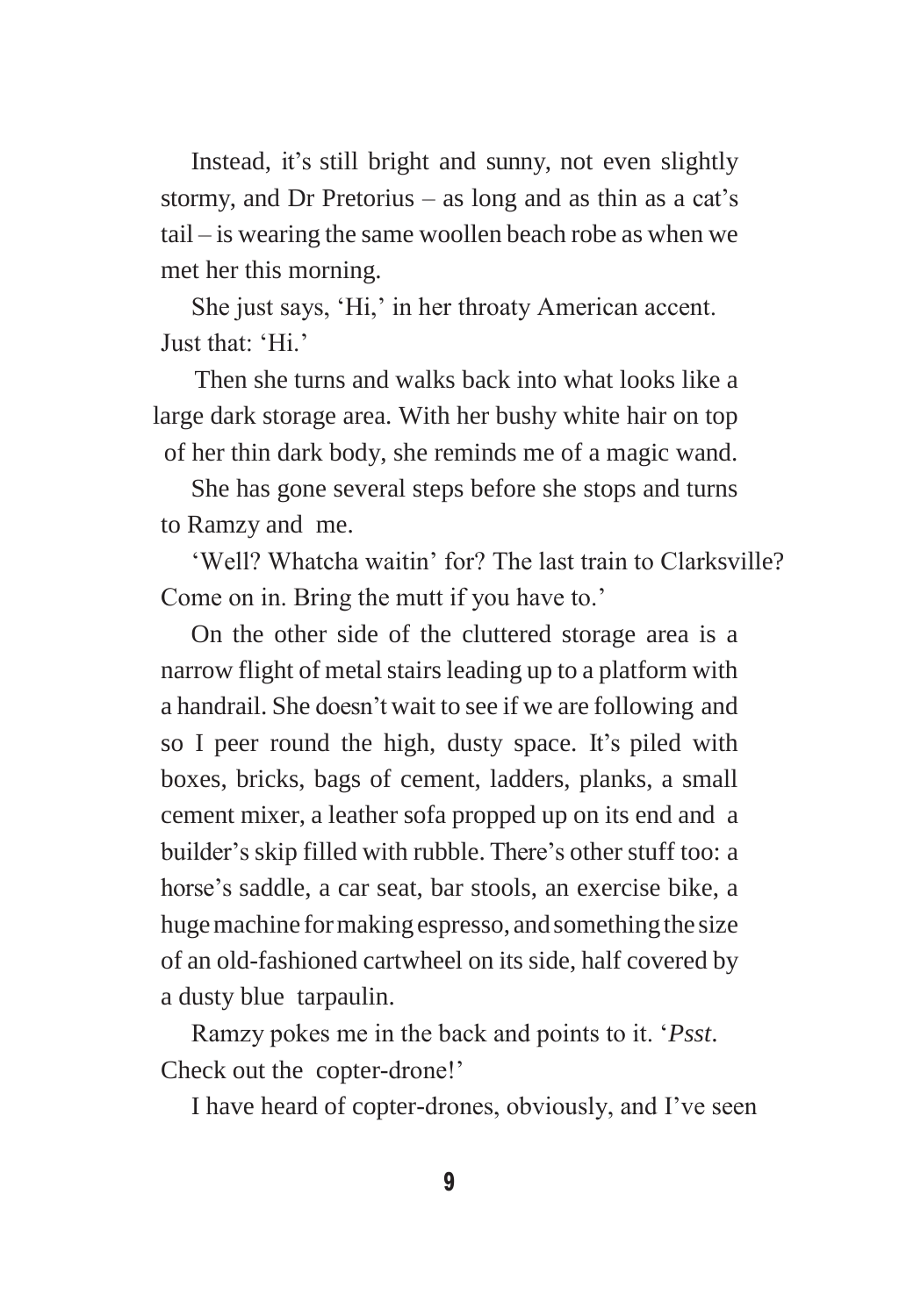Instead, it's still bright and sunny, not even slightly stormy, and Dr Pretorius – as long and as thin as a cat's tail – is wearing the same woollen beach robe as when we met her this morning.

She just says, 'Hi,' in her throaty American accent. Just that: 'Hi.'

Then she turns and walks back into what looks like a large dark storage area. With her bushy white hair on top of her thin dark body, she reminds me of a magic wand.

She has gone several steps before she stops and turns to Ramzy and me.

'Well? Whatcha waitin' for? The last train to Clarksville? Come on in. Bring the mutt if you have to.'

On the other side of the cluttered storage area is a narrow flight of metal stairs leading up to a platform with a handrail. She doesn't wait to see if we are following and so I peer round the high, dusty space. It's piled with boxes, bricks, bags of cement, ladders, planks, a small cement mixer, a leather sofa propped up on its end and a builder's skip filled with rubble. There's other stuff too: a horse's saddle, a car seat, bar stools, an exercise bike, a huge machine for making espresso, and something the size of an old-fashioned cartwheel on its side, half covered by a dusty blue tarpaulin.

Ramzy pokes me in the back and points to it. '*Psst.* Check out the copter-drone!'

I have heard of copter-drones, obviously, and I've seen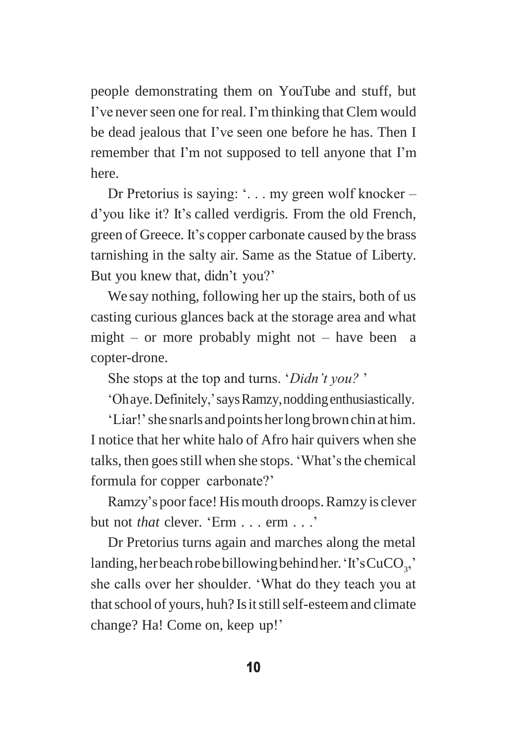people demonstrating them on YouTube and stuff, but I've never seen one for real. I'm thinking that Clem would be dead jealous that I've seen one before he has. Then I remember that I'm not supposed to tell anyone that I'm here.

Dr Pretorius is saying: '. . . my green wolf knocker – d'you like it? It's called verdigris. From the old French, green of Greece. It's copper carbonate caused by the brass tarnishing in the salty air. Same as the Statue of Liberty. But you knew that, didn't you?'

We say nothing, following her up the stairs, both of us casting curious glances back at the storage area and what might – or more probably might not – have been a copter-drone.

She stops at the top and turns. '*Didn't you?* '

'Oh aye. Definitely,' says Ramzy, nodding enthusiastically.

'Liar!' she snarls and points her long brown chin at him. I notice that her white halo of Afro hair quivers when she talks, then goes still when she stops. 'What's the chemical formula for copper carbonate?'

Ramzy's poor face! His mouth droops. Ramzy is clever but not *that* clever. 'Erm . . . erm . . .'

Dr Pretorius turns again and marches along the metal landing, her beach robe billowing behind her. 'It's $CuCO_3$,' she calls over her shoulder. 'What do they teach you at that school of yours, huh? Is it still self-esteem and climate change? Ha! Come on, keep up!'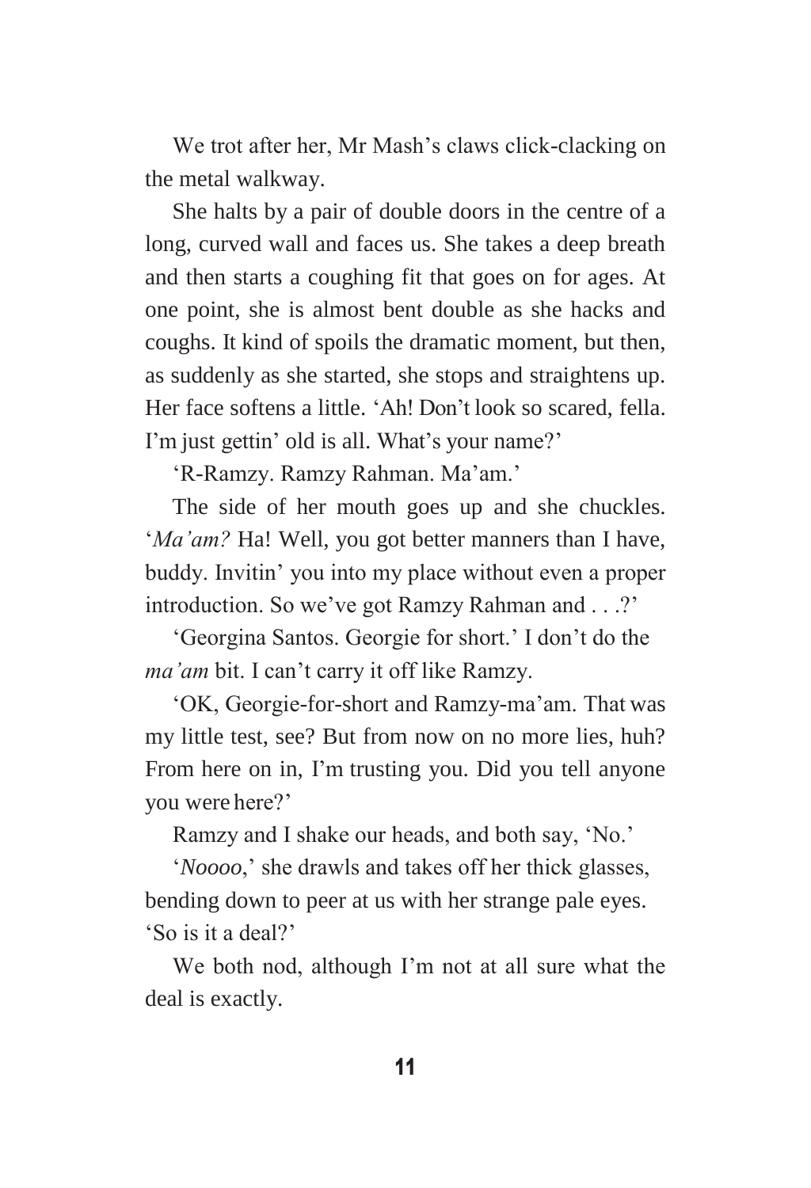We trot after her, Mr Mash's claws click-clacking on the metal walkway.

She halts by a pair of double doors in the centre of a long, curved wall and faces us. She takes a deep breath and then starts a coughing fit that goes on for ages. At one point, she is almost bent double as she hacks and coughs. It kind of spoils the dramatic moment, but then, as suddenly as she started, she stops and straightens up. Her face softens a little. 'Ah! Don't look so scared, fella. I'm just gettin' old is all. What's your name?'

'R-Ramzy. Ramzy Rahman. Ma'am.'

The side of her mouth goes up and she chuckles. '*Ma'am?* Ha! Well, you got better manners than I have, buddy. Invitin' you into my place without even a proper introduction. So we've got Ramzy Rahman and . . .?'

'Georgina Santos. Georgie for short.' I don't do the *ma'am* bit. I can't carry it off like Ramzy.

'OK, Georgie-for-short and Ramzy-ma'am. That was my little test, see? But from now on no more lies, huh? From here on in, I'm trusting you. Did you tell anyone you were here?'

Ramzy and I shake our heads, and both say, 'No.'

'*Noooo*,' she drawls and takes off her thick glasses, bending down to peer at us with her strange pale eyes. 'So is it a deal?'

We both nod, although I'm not at all sure what the deal is exactly.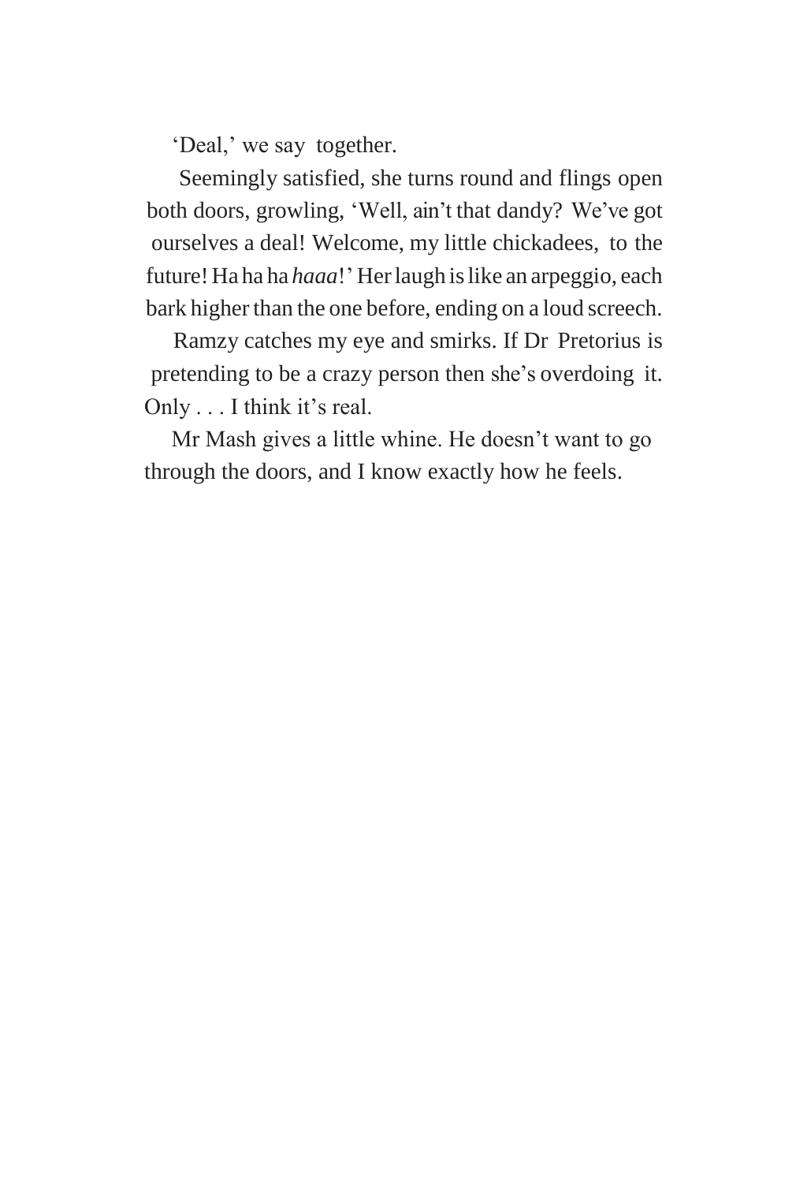'Deal,' we say together.

Seemingly satisfied, she turns round and flings open both doors, growling, 'Well, ain't that dandy? We've got ourselves a deal! Welcome, my little chickadees, to the future! Ha ha ha *haaa*!' Her laugh is like an arpeggio, each bark higher than the one before, ending on a loud screech.

Ramzy catches my eye and smirks. If Dr Pretorius is pretending to be a crazy person then she's overdoing it. Only . . . I think it's real.

Mr Mash gives a little whine. He doesn't want to go through the doors, and I know exactly how he feels.